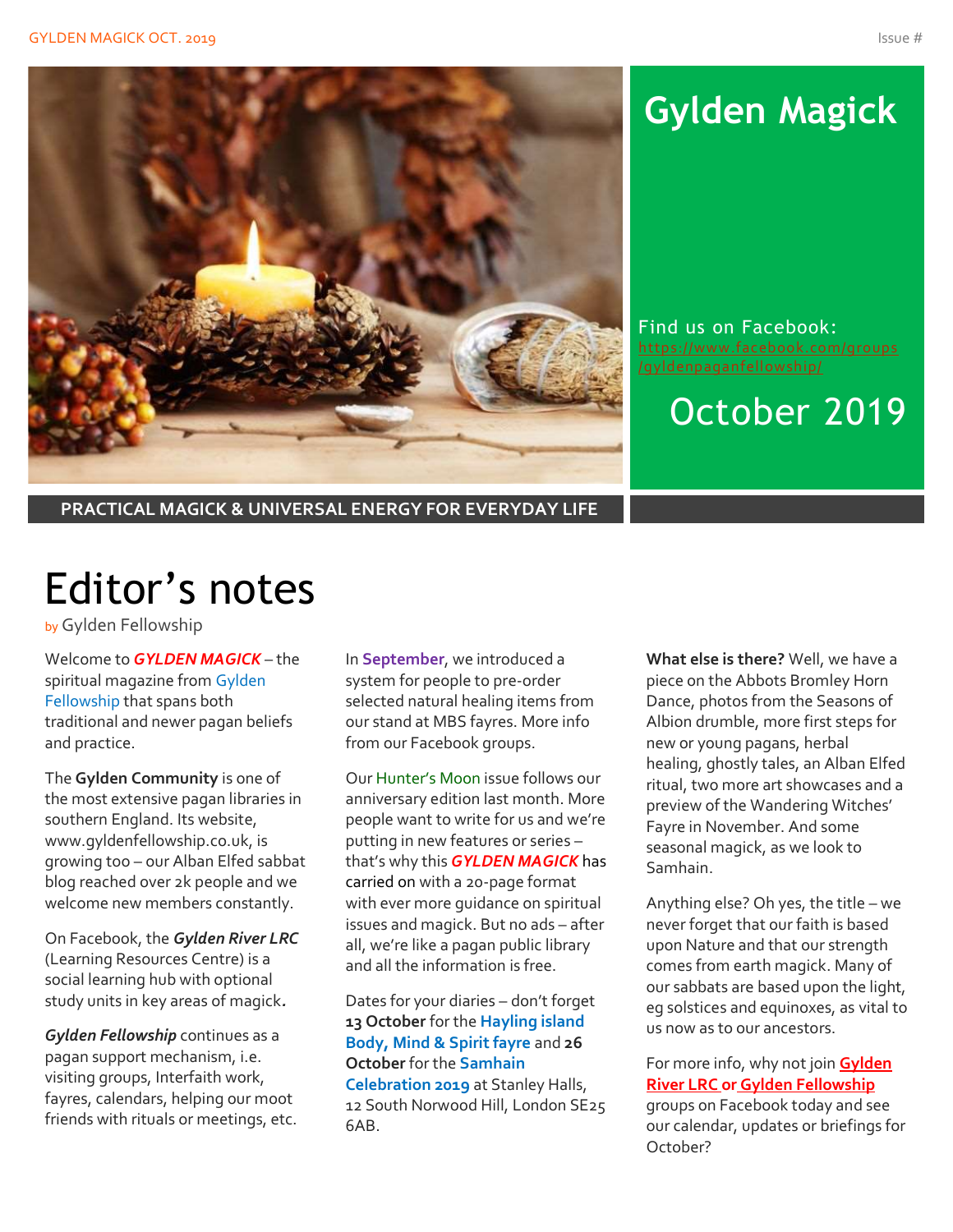# Gylden Magick

Find us on Facebook: https://www.facebook.com/groups/gyldenpaganfellowship/

October 2019

**PRACTICAL MAGICK & UNIVERSAL ENERGY FOR EVERYDAY LIFE**

## Editor's notes

by Gylden Fellowship

Welcome to ***GYLDEN MAGICK*** – the spiritual magazine from Gylden Fellowship that spans both traditional and newer pagan beliefs and practice.

The **Gylden Community** is one of the most extensive pagan libraries in southern England. Its website, www.gyldenfellowship.co.uk, is growing too – our Alban Elfed sabbat blog reached over 2k people and we welcome new members constantly.

On Facebook, the ***Gylden River LRC*** (Learning Resources Centre) is a social learning hub with optional study units in key areas of magick**.**

***Gylden Fellowship*** continues as a pagan support mechanism, i.e. visiting groups, Interfaith work, fayres, calendars, helping our moot friends with rituals or meetings, etc.

In **September**, we introduced a system for people to pre-order selected natural healing items from our stand at MBS fayres. More info from our Facebook groups.

Our Hunter's Moon issue follows our anniversary edition last month. More people want to write for us and we're putting in new features or series – that's why this ***GYLDEN MAGICK*** has carried on with a 20-page format with ever more guidance on spiritual issues and magick. But no ads – after all, we're like a pagan public library and all the information is free.

Dates for your diaries – don't forget **13 October** for the **Hayling island Body, Mind & Spirit fayre** and **26 October** for the **Samhain Celebration 2019** at Stanley Halls, 12 South Norwood Hill, London SE25 6AB.

**What else is there?** Well, we have a piece on the Abbots Bromley Horn Dance, photos from the Seasons of Albion drumble, more first steps for new or young pagans, herbal healing, ghostly tales, an Alban Elfed ritual, two more art showcases and a preview of the Wandering Witches' Fayre in November. And some seasonal magick, as we look to Samhain.

Anything else? Oh yes, the title – we never forget that our faith is based upon Nature and that our strength comes from earth magick. Many of our sabbats are based upon the light, eg solstices and equinoxes, as vital to us now as to our ancestors.

For more info, why not join **Gylden River LRC or Gylden Fellowship** groups on Facebook today and see our calendar, updates or briefings for October?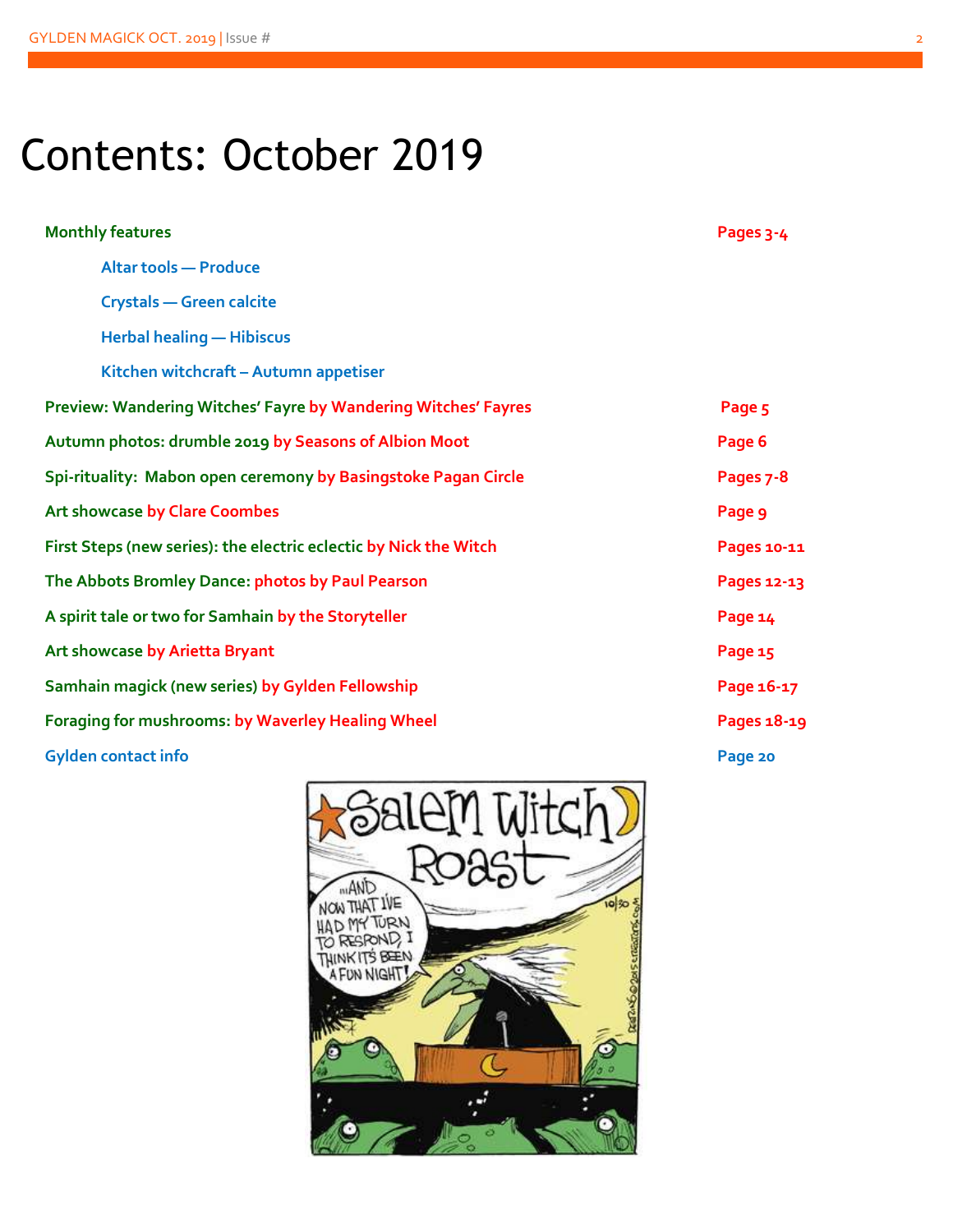# Contents: October 2019

| | |
|---|---|
| **Monthly features** | **Pages 3-4** |
| Altar tools — Produce | |
| Crystals — Green calcite | |
| Herbal healing — Hibiscus | |
| Kitchen witchcraft – Autumn appetiser | |
| **Preview: Wandering Witches' Fayre by Wandering Witches' Fayres** | **Page 5** |
| **Autumn photos: drumble 2019 by Seasons of Albion Moot** | **Page 6** |
| **Spi-rituality: Mabon open ceremony by Basingstoke Pagan Circle** | **Pages 7-8** |
| **Art showcase by Clare Coombes** | **Page 9** |
| **First Steps (new series): the electric eclectic by Nick the Witch** | **Pages 10-11** |
| **The Abbots Bromley Dance: photos by Paul Pearson** | **Pages 12-13** |
| **A spirit tale or two for Samhain by the Storyteller** | **Page 14** |
| **Art showcase by Arietta Bryant** | **Page 15** |
| **Samhain magick (new series) by Gylden Fellowship** | **Page 16-17** |
| **Foraging for mushrooms: by Waverley Healing Wheel** | **Pages 18-19** |
| **Gylden contact info** | **Page 20** |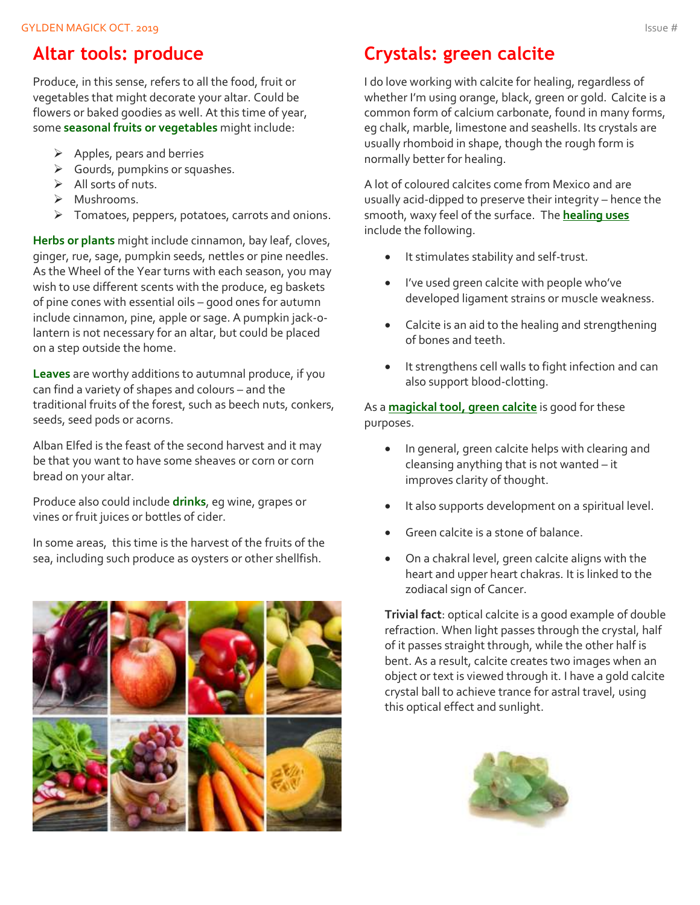## Altar tools: produce

Produce, in this sense, refers to all the food, fruit or vegetables that might decorate your altar. Could be flowers or baked goodies as well. At this time of year, some **seasonal fruits or vegetables** might include:

- Apples, pears and berries
- Gourds, pumpkins or squashes.
- All sorts of nuts.
- Mushrooms.
- Tomatoes, peppers, potatoes, carrots and onions.

**Herbs or plants** might include cinnamon, bay leaf, cloves, ginger, rue, sage, pumpkin seeds, nettles or pine needles. As the Wheel of the Year turns with each season, you may wish to use different scents with the produce, eg baskets of pine cones with essential oils – good ones for autumn include cinnamon, pine, apple or sage. A pumpkin jack-o-lantern is not necessary for an altar, but could be placed on a step outside the home.

**Leaves** are worthy additions to autumnal produce, if you can find a variety of shapes and colours – and the traditional fruits of the forest, such as beech nuts, conkers, seeds, seed pods or acorns.

Alban Elfed is the feast of the second harvest and it may be that you want to have some sheaves or corn or corn bread on your altar.

Produce also could include **drinks**, eg wine, grapes or vines or fruit juices or bottles of cider.

In some areas, this time is the harvest of the fruits of the sea, including such produce as oysters or other shellfish.

## Crystals: green calcite

I do love working with calcite for healing, regardless of whether I'm using orange, black, green or gold. Calcite is a common form of calcium carbonate, found in many forms, eg chalk, marble, limestone and seashells. Its crystals are usually rhomboid in shape, though the rough form is normally better for healing.

A lot of coloured calcites come from Mexico and are usually acid-dipped to preserve their integrity – hence the smooth, waxy feel of the surface. The **healing uses** include the following.

- It stimulates stability and self-trust.
- I've used green calcite with people who've developed ligament strains or muscle weakness.
- Calcite is an aid to the healing and strengthening of bones and teeth.
- It strengthens cell walls to fight infection and can also support blood-clotting.

As a **magickal tool, green calcite** is good for these purposes.

- In general, green calcite helps with clearing and cleansing anything that is not wanted – it improves clarity of thought.
- It also supports development on a spiritual level.
- Green calcite is a stone of balance.
- On a chakral level, green calcite aligns with the heart and upper heart chakras. It is linked to the zodiacal sign of Cancer.

**Trivial fact**: optical calcite is a good example of double refraction. When light passes through the crystal, half of it passes straight through, while the other half is bent. As a result, calcite creates two images when an object or text is viewed through it. I have a gold calcite crystal ball to achieve trance for astral travel, using this optical effect and sunlight.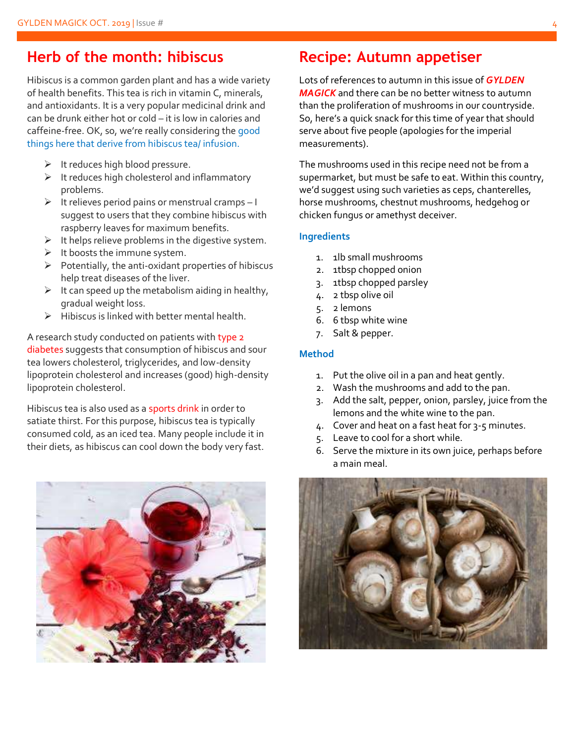## Herb of the month: hibiscus

Hibiscus is a common garden plant and has a wide variety of health benefits. This tea is rich in vitamin C, minerals, and antioxidants. It is a very popular medicinal drink and can be drunk either hot or cold – it is low in calories and caffeine-free. OK, so, we're really considering the good things here that derive from hibiscus tea/ infusion.

- It reduces high blood pressure.
- It reduces high cholesterol and inflammatory problems.
- It relieves period pains or menstrual cramps – I suggest to users that they combine hibiscus with raspberry leaves for maximum benefits.
- It helps relieve problems in the digestive system.
- It boosts the immune system.
- Potentially, the anti-oxidant properties of hibiscus help treat diseases of the liver.
- It can speed up the metabolism aiding in healthy, gradual weight loss.
- Hibiscus is linked with better mental health.

A research study conducted on patients with type 2 diabetes suggests that consumption of hibiscus and sour tea lowers cholesterol, triglycerides, and low-density lipoprotein cholesterol and increases (good) high-density lipoprotein cholesterol.

Hibiscus tea is also used as a sports drink in order to satiate thirst. For this purpose, hibiscus tea is typically consumed cold, as an iced tea. Many people include it in their diets, as hibiscus can cool down the body very fast.

## Recipe: Autumn appetiser

Lots of references to autumn in this issue of ***GYLDEN MAGICK*** and there can be no better witness to autumn than the proliferation of mushrooms in our countryside. So, here's a quick snack for this time of year that should serve about five people (apologies for the imperial measurements).

The mushrooms used in this recipe need not be from a supermarket, but must be safe to eat. Within this country, we'd suggest using such varieties as ceps, chanterelles, horse mushrooms, chestnut mushrooms, hedgehog or chicken fungus or amethyst deceiver.

### Ingredients

1. 1lb small mushrooms
2. 1tbsp chopped onion
3. 1tbsp chopped parsley
4. 2 tbsp olive oil
5. 2 lemons
6. 6 tbsp white wine
7. Salt & pepper.

### Method

1. Put the olive oil in a pan and heat gently.
2. Wash the mushrooms and add to the pan.
3. Add the salt, pepper, onion, parsley, juice from the lemons and the white wine to the pan.
4. Cover and heat on a fast heat for 3-5 minutes.
5. Leave to cool for a short while.
6. Serve the mixture in its own juice, perhaps before a main meal.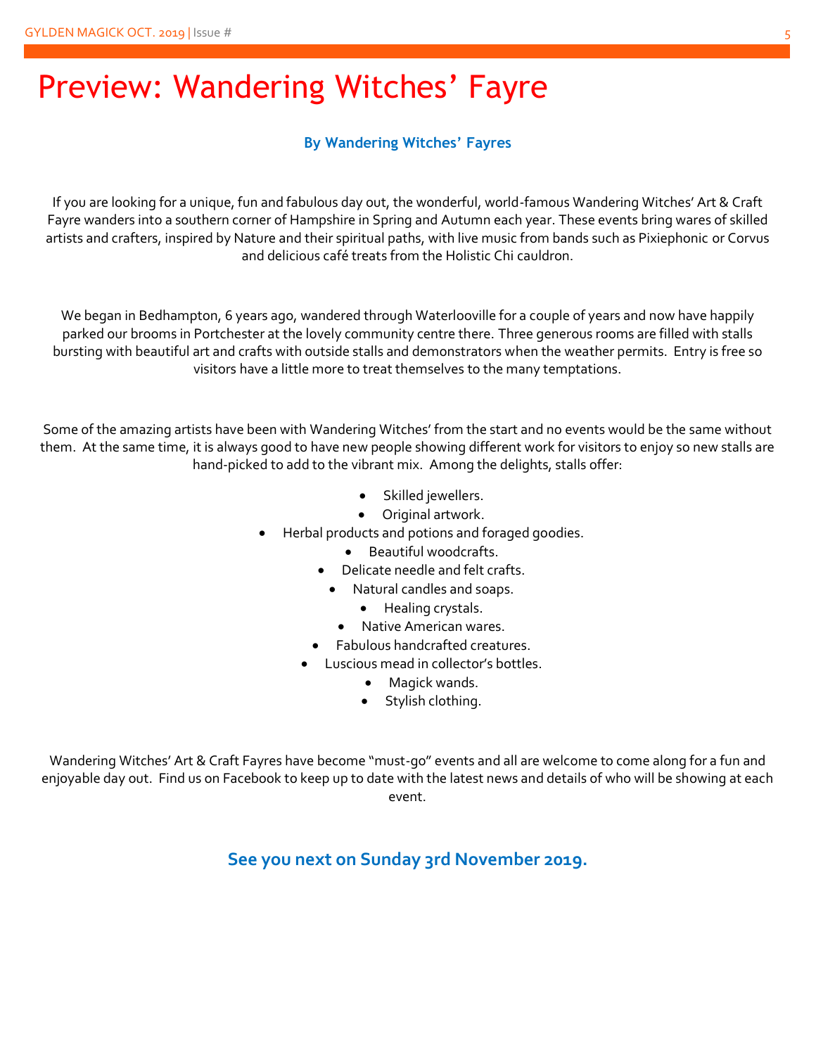# Preview: Wandering Witches' Fayre

**By Wandering Witches' Fayres**

If you are looking for a unique, fun and fabulous day out, the wonderful, world-famous Wandering Witches' Art & Craft Fayre wanders into a southern corner of Hampshire in Spring and Autumn each year. These events bring wares of skilled artists and crafters, inspired by Nature and their spiritual paths, with live music from bands such as Pixiephonic or Corvus and delicious café treats from the Holistic Chi cauldron.

We began in Bedhampton, 6 years ago, wandered through Waterlooville for a couple of years and now have happily parked our brooms in Portchester at the lovely community centre there. Three generous rooms are filled with stalls bursting with beautiful art and crafts with outside stalls and demonstrators when the weather permits. Entry is free so visitors have a little more to treat themselves to the many temptations.

Some of the amazing artists have been with Wandering Witches' from the start and no events would be the same without them. At the same time, it is always good to have new people showing different work for visitors to enjoy so new stalls are hand-picked to add to the vibrant mix. Among the delights, stalls offer:

- Skilled jewellers.
- Original artwork.
- Herbal products and potions and foraged goodies.
- Beautiful woodcrafts.
- Delicate needle and felt crafts.
- Natural candles and soaps.
- Healing crystals.
- Native American wares.
- Fabulous handcrafted creatures.
- Luscious mead in collector's bottles.
- Magick wands.
- Stylish clothing.

Wandering Witches' Art & Craft Fayres have become "must-go" events and all are welcome to come along for a fun and enjoyable day out. Find us on Facebook to keep up to date with the latest news and details of who will be showing at each event.

**See you next on Sunday 3rd November 2019.**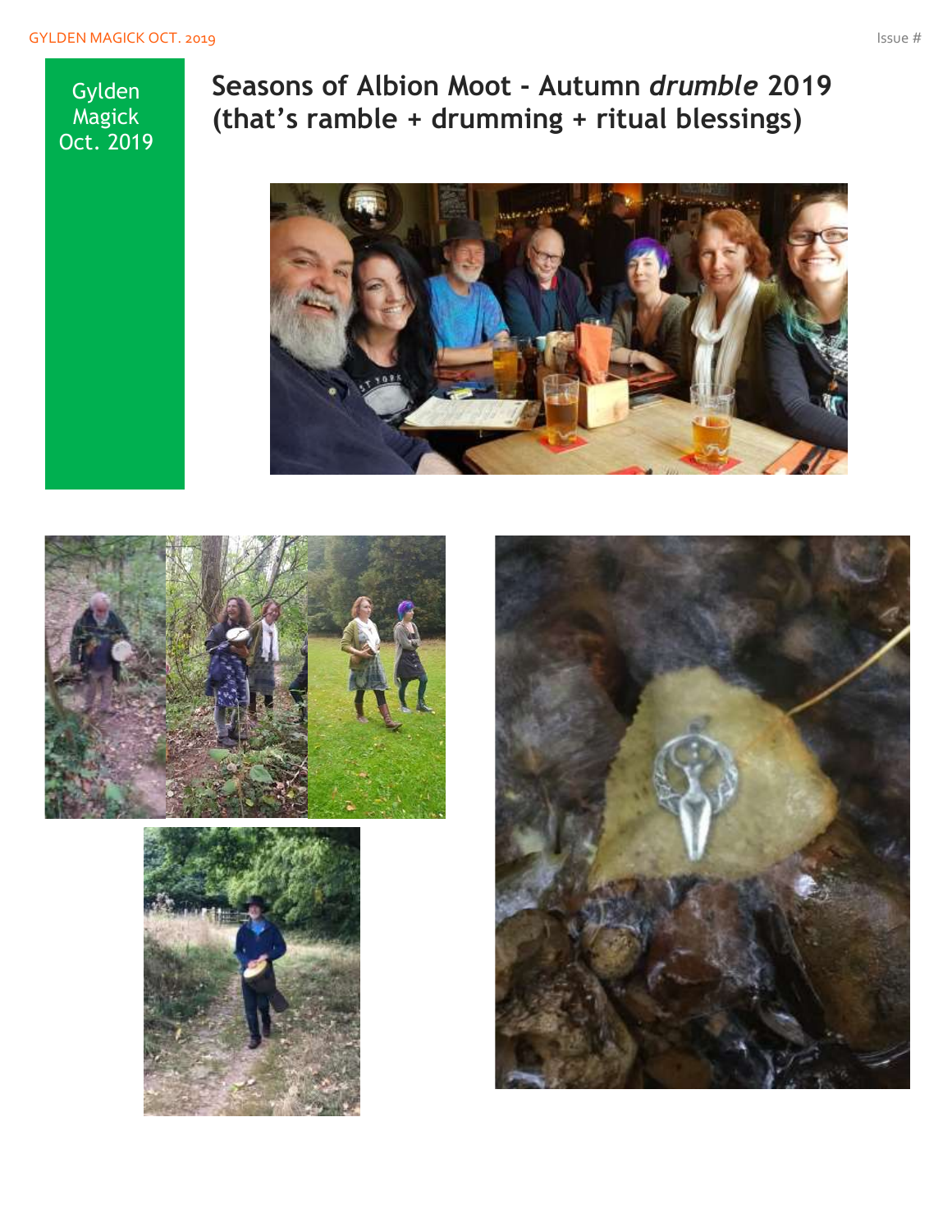Gylden Magick Oct. 2019

# Seasons of Albion Moot - Autumn *drumble* 2019 (that's ramble + drumming + ritual blessings)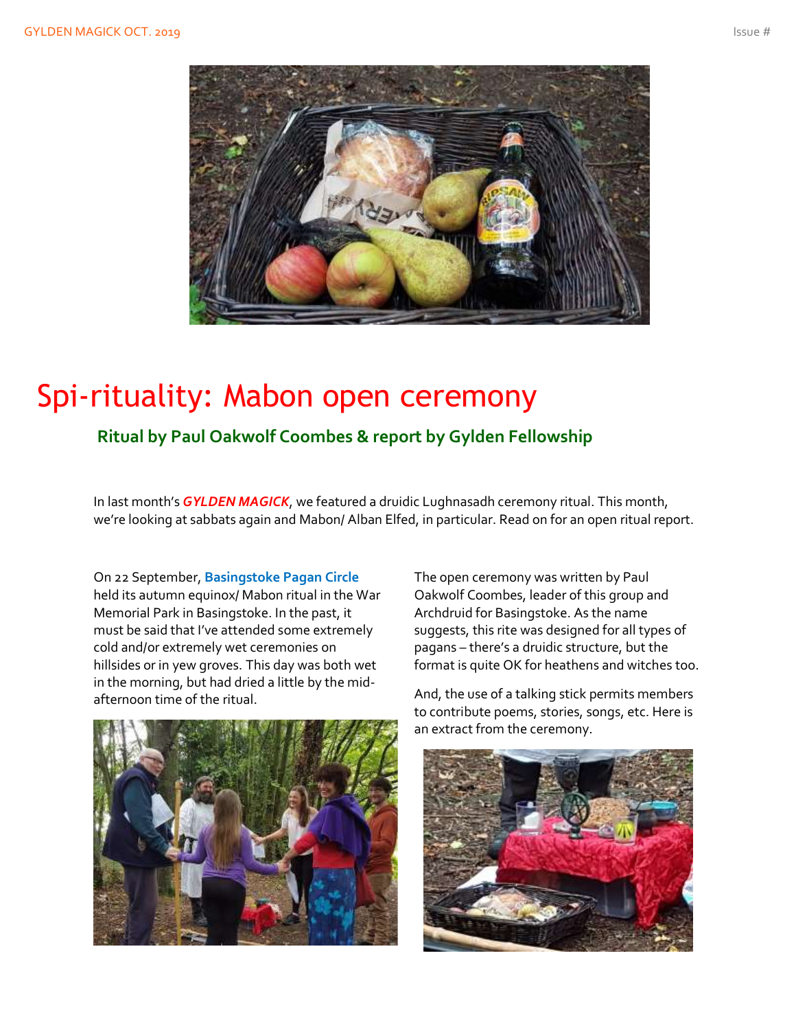# Spi-rituality: Mabon open ceremony

### Ritual by Paul Oakwolf Coombes & report by Gylden Fellowship

In last month's ***GYLDEN MAGICK***, we featured a druidic Lughnasadh ceremony ritual. This month, we're looking at sabbats again and Mabon/ Alban Elfed, in particular. Read on for an open ritual report.

On 22 September, **Basingstoke Pagan Circle** held its autumn equinox/ Mabon ritual in the War Memorial Park in Basingstoke. In the past, it must be said that I've attended some extremely cold and/or extremely wet ceremonies on hillsides or in yew groves. This day was both wet in the morning, but had dried a little by the mid-afternoon time of the ritual.

The open ceremony was written by Paul Oakwolf Coombes, leader of this group and Archdruid for Basingstoke. As the name suggests, this rite was designed for all types of pagans – there's a druidic structure, but the format is quite OK for heathens and witches too.

And, the use of a talking stick permits members to contribute poems, stories, songs, etc. Here is an extract from the ceremony.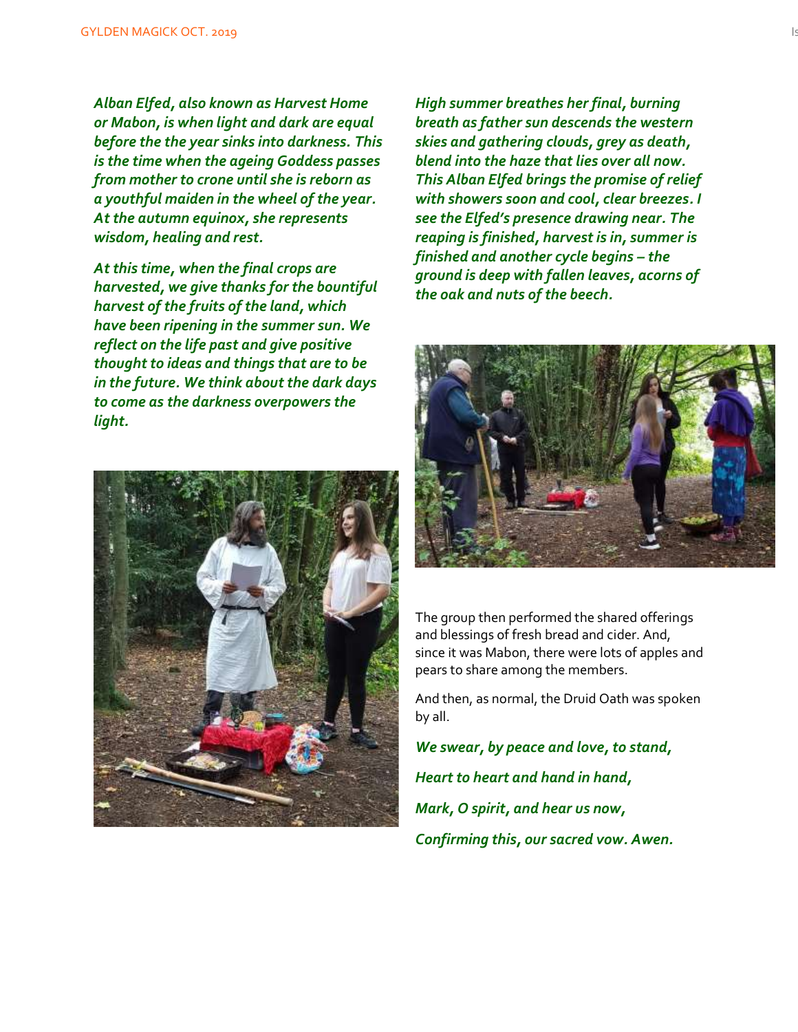*Alban Elfed, also known as Harvest Home or Mabon, is when light and dark are equal before the the year sinks into darkness. This is the time when the ageing Goddess passes from mother to crone until she is reborn as a youthful maiden in the wheel of the year. At the autumn equinox, she represents wisdom, healing and rest.*

*At this time, when the final crops are harvested, we give thanks for the bountiful harvest of the fruits of the land, which have been ripening in the summer sun. We reflect on the life past and give positive thought to ideas and things that are to be in the future. We think about the dark days to come as the darkness overpowers the light.*

*High summer breathes her final, burning breath as father sun descends the western skies and gathering clouds, grey as death, blend into the haze that lies over all now. This Alban Elfed brings the promise of relief with showers soon and cool, clear breezes. I see the Elfed's presence drawing near. The reaping is finished, harvest is in, summer is finished and another cycle begins – the ground is deep with fallen leaves, acorns of the oak and nuts of the beech.*

The group then performed the shared offerings and blessings of fresh bread and cider. And, since it was Mabon, there were lots of apples and pears to share among the members.

And then, as normal, the Druid Oath was spoken by all.

*We swear, by peace and love, to stand,*

*Heart to heart and hand in hand,*

*Mark, O spirit, and hear us now,*

*Confirming this, our sacred vow. Awen.*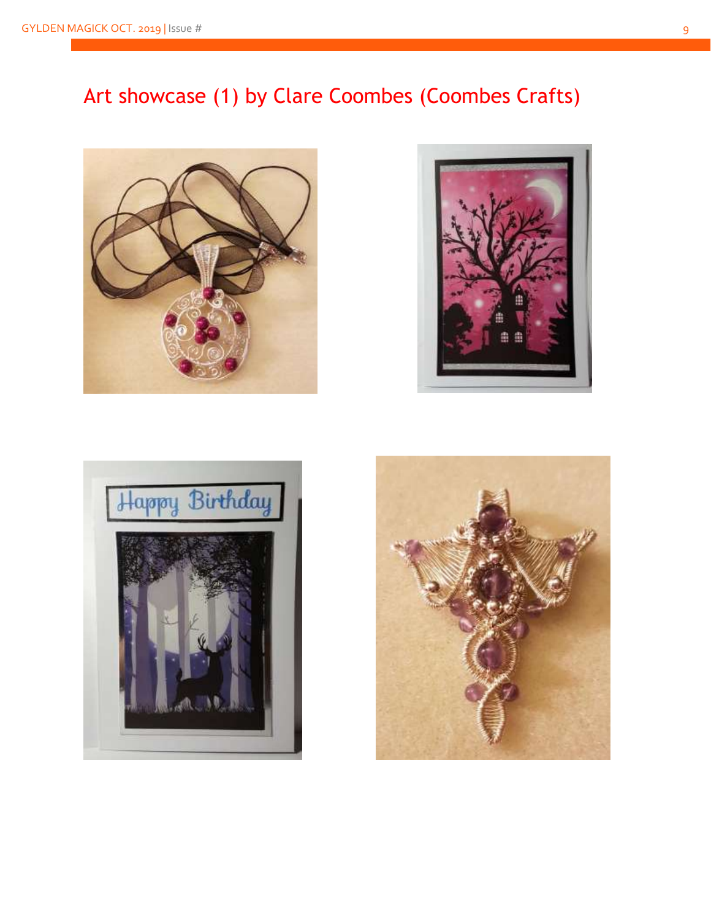# Art showcase (1) by Clare Coombes (Coombes Crafts)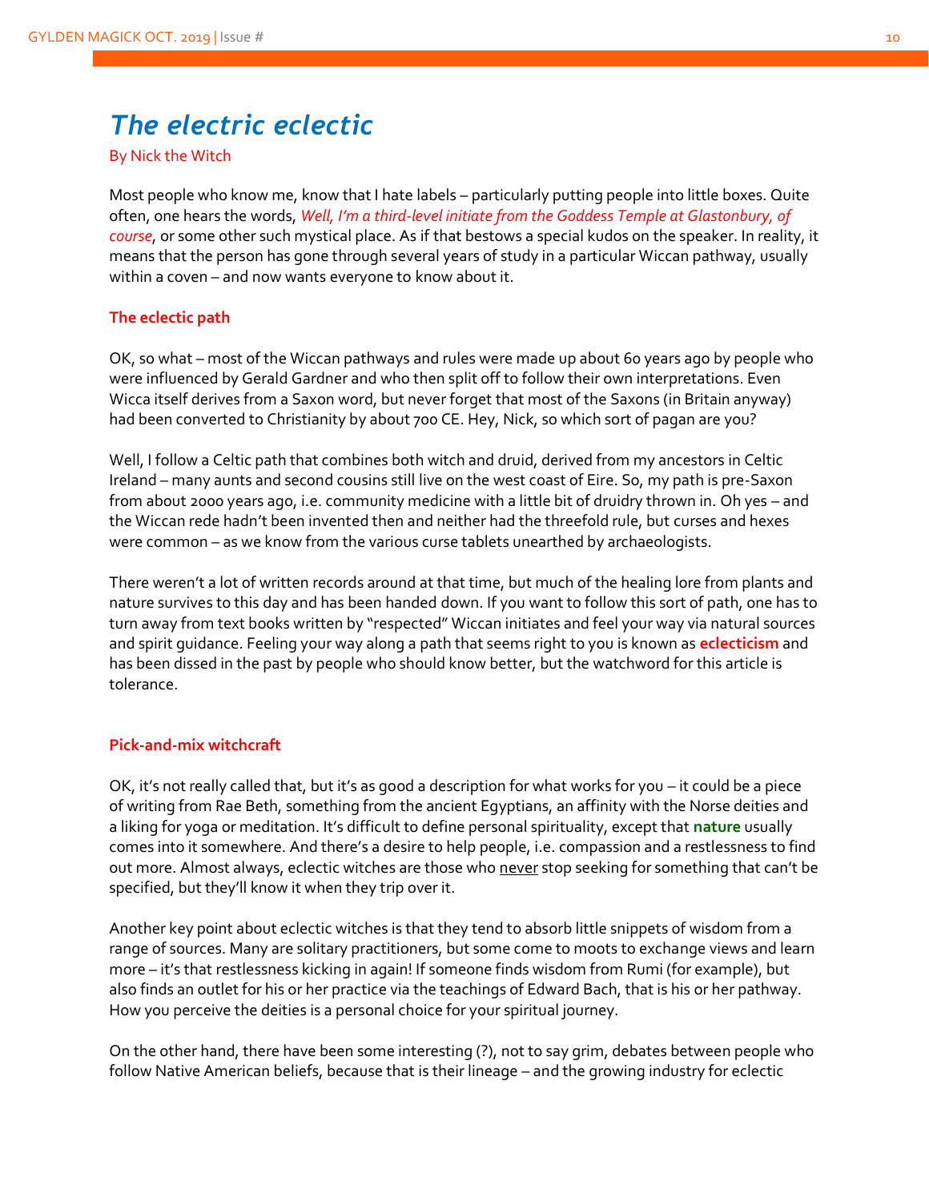# *The electric eclectic*

By Nick the Witch

Most people who know me, know that I hate labels – particularly putting people into little boxes. Quite often, one hears the words, *Well, I'm a third-level initiate from the Goddess Temple at Glastonbury, of course*, or some other such mystical place. As if that bestows a special kudos on the speaker. In reality, it means that the person has gone through several years of study in a particular Wiccan pathway, usually within a coven – and now wants everyone to know about it.

**The eclectic path**

OK, so what – most of the Wiccan pathways and rules were made up about 60 years ago by people who were influenced by Gerald Gardner and who then split off to follow their own interpretations. Even Wicca itself derives from a Saxon word, but never forget that most of the Saxons (in Britain anyway) had been converted to Christianity by about 700 CE. Hey, Nick, so which sort of pagan are you?

Well, I follow a Celtic path that combines both witch and druid, derived from my ancestors in Celtic Ireland – many aunts and second cousins still live on the west coast of Eire. So, my path is pre-Saxon from about 2000 years ago, i.e. community medicine with a little bit of druidry thrown in. Oh yes – and the Wiccan rede hadn't been invented then and neither had the threefold rule, but curses and hexes were common – as we know from the various curse tablets unearthed by archaeologists.

There weren't a lot of written records around at that time, but much of the healing lore from plants and nature survives to this day and has been handed down. If you want to follow this sort of path, one has to turn away from text books written by "respected" Wiccan initiates and feel your way via natural sources and spirit guidance. Feeling your way along a path that seems right to you is known as **eclecticism** and has been dissed in the past by people who should know better, but the watchword for this article is tolerance.

**Pick-and-mix witchcraft**

OK, it's not really called that, but it's as good a description for what works for you – it could be a piece of writing from Rae Beth, something from the ancient Egyptians, an affinity with the Norse deities and a liking for yoga or meditation. It's difficult to define personal spirituality, except that **nature** usually comes into it somewhere. And there's a desire to help people, i.e. compassion and a restlessness to find out more. Almost always, eclectic witches are those who never stop seeking for something that can't be specified, but they'll know it when they trip over it.

Another key point about eclectic witches is that they tend to absorb little snippets of wisdom from a range of sources. Many are solitary practitioners, but some come to moots to exchange views and learn more – it's that restlessness kicking in again! If someone finds wisdom from Rumi (for example), but also finds an outlet for his or her practice via the teachings of Edward Bach, that is his or her pathway. How you perceive the deities is a personal choice for your spiritual journey.

On the other hand, there have been some interesting (?), not to say grim, debates between people who follow Native American beliefs, because that is their lineage – and the growing industry for eclectic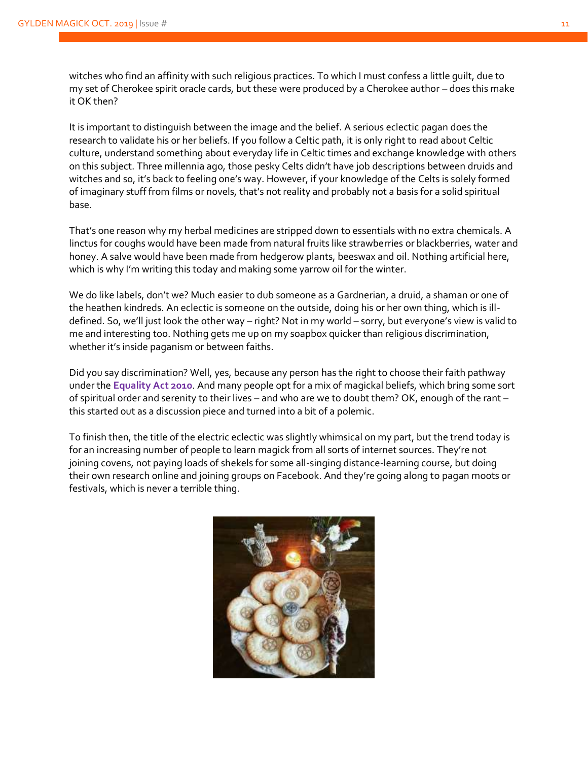witches who find an affinity with such religious practices. To which I must confess a little guilt, due to my set of Cherokee spirit oracle cards, but these were produced by a Cherokee author – does this make it OK then?

It is important to distinguish between the image and the belief. A serious eclectic pagan does the research to validate his or her beliefs. If you follow a Celtic path, it is only right to read about Celtic culture, understand something about everyday life in Celtic times and exchange knowledge with others on this subject. Three millennia ago, those pesky Celts didn't have job descriptions between druids and witches and so, it's back to feeling one's way. However, if your knowledge of the Celts is solely formed of imaginary stuff from films or novels, that's not reality and probably not a basis for a solid spiritual base.

That's one reason why my herbal medicines are stripped down to essentials with no extra chemicals. A linctus for coughs would have been made from natural fruits like strawberries or blackberries, water and honey. A salve would have been made from hedgerow plants, beeswax and oil. Nothing artificial here, which is why I'm writing this today and making some yarrow oil for the winter.

We do like labels, don't we? Much easier to dub someone as a Gardnerian, a druid, a shaman or one of the heathen kindreds. An eclectic is someone on the outside, doing his or her own thing, which is ill-defined. So, we'll just look the other way – right? Not in my world – sorry, but everyone's view is valid to me and interesting too. Nothing gets me up on my soapbox quicker than religious discrimination, whether it's inside paganism or between faiths.

Did you say discrimination? Well, yes, because any person has the right to choose their faith pathway under the **Equality Act 2010**. And many people opt for a mix of magickal beliefs, which bring some sort of spiritual order and serenity to their lives – and who are we to doubt them? OK, enough of the rant – this started out as a discussion piece and turned into a bit of a polemic.

To finish then, the title of the electric eclectic was slightly whimsical on my part, but the trend today is for an increasing number of people to learn magick from all sorts of internet sources. They're not joining covens, not paying loads of shekels for some all-singing distance-learning course, but doing their own research online and joining groups on Facebook. And they're going along to pagan moots or festivals, which is never a terrible thing.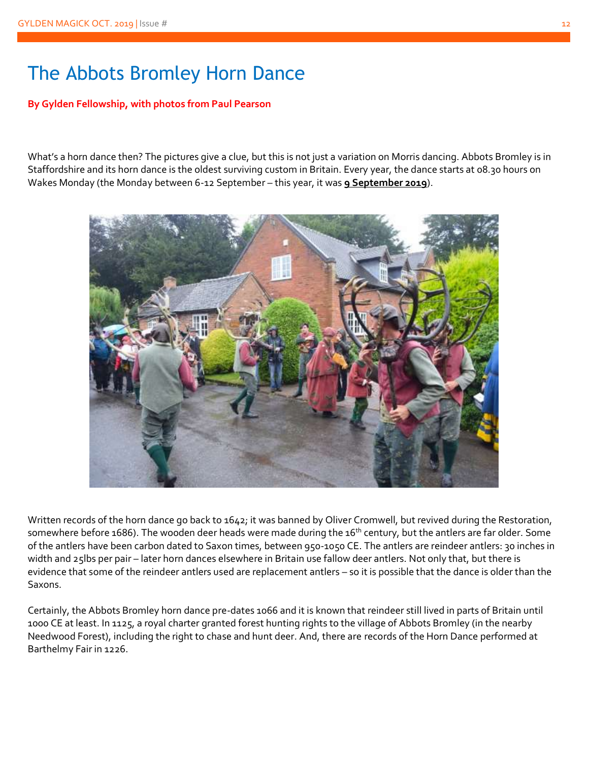# The Abbots Bromley Horn Dance

**By Gylden Fellowship, with photos from Paul Pearson**

What's a horn dance then? The pictures give a clue, but this is not just a variation on Morris dancing. Abbots Bromley is in Staffordshire and its horn dance is the oldest surviving custom in Britain. Every year, the dance starts at 08.30 hours on Wakes Monday (the Monday between 6-12 September – this year, it was **9 September 2019**).

Written records of the horn dance go back to 1642; it was banned by Oliver Cromwell, but revived during the Restoration, somewhere before 1686). The wooden deer heads were made during the 16th century, but the antlers are far older. Some of the antlers have been carbon dated to Saxon times, between 950-1050 CE. The antlers are reindeer antlers: 30 inches in width and 25lbs per pair – later horn dances elsewhere in Britain use fallow deer antlers. Not only that, but there is evidence that some of the reindeer antlers used are replacement antlers – so it is possible that the dance is older than the Saxons.

Certainly, the Abbots Bromley horn dance pre-dates 1066 and it is known that reindeer still lived in parts of Britain until 1000 CE at least. In 1125, a royal charter granted forest hunting rights to the village of Abbots Bromley (in the nearby Needwood Forest), including the right to chase and hunt deer. And, there are records of the Horn Dance performed at Barthelmy Fair in 1226.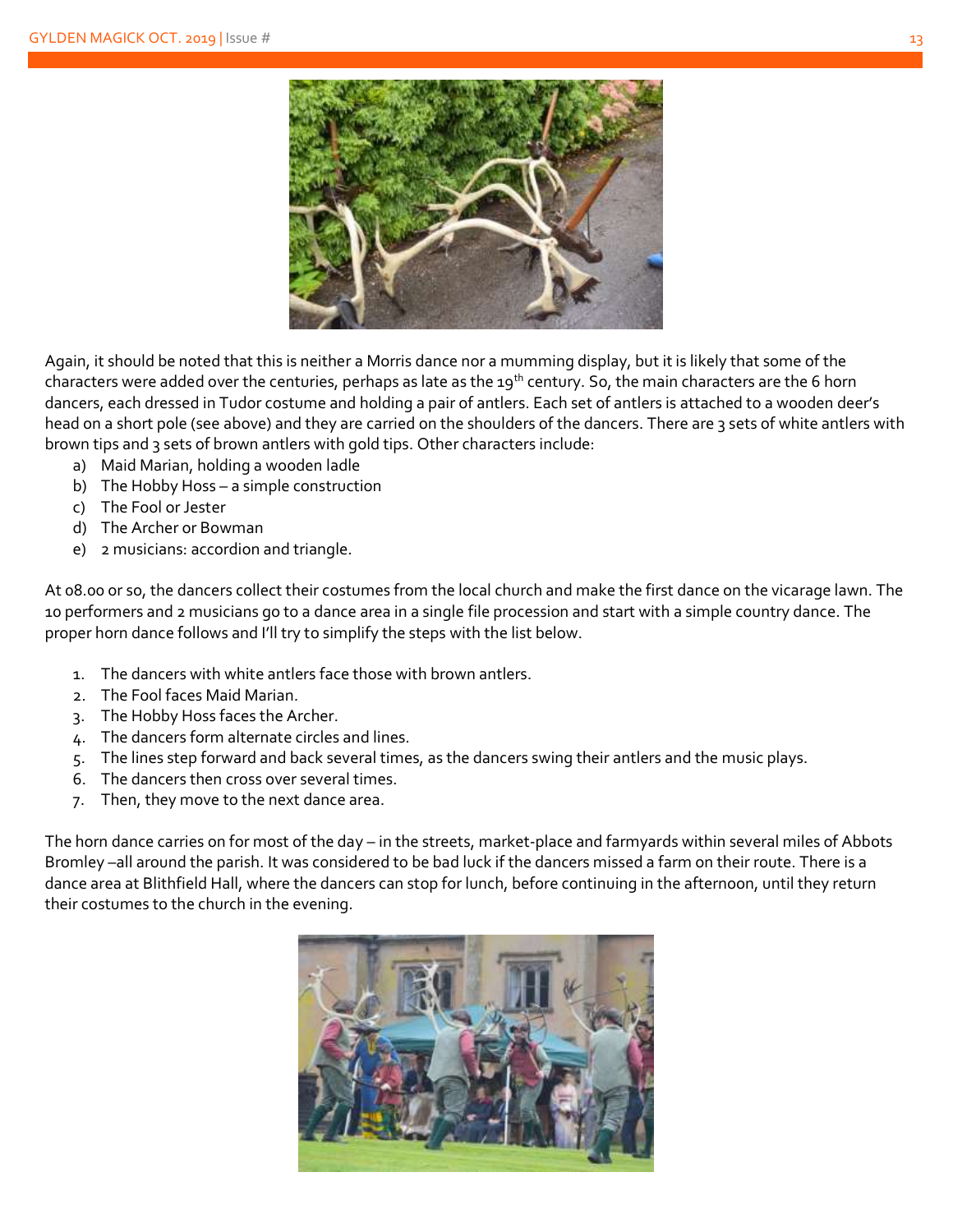Again, it should be noted that this is neither a Morris dance nor a mumming display, but it is likely that some of the characters were added over the centuries, perhaps as late as the 19th century. So, the main characters are the 6 horn dancers, each dressed in Tudor costume and holding a pair of antlers. Each set of antlers is attached to a wooden deer's head on a short pole (see above) and they are carried on the shoulders of the dancers. There are 3 sets of white antlers with brown tips and 3 sets of brown antlers with gold tips. Other characters include:

a) Maid Marian, holding a wooden ladle
b) The Hobby Hoss – a simple construction
c) The Fool or Jester
d) The Archer or Bowman
e) 2 musicians: accordion and triangle.

At 08.00 or so, the dancers collect their costumes from the local church and make the first dance on the vicarage lawn. The 10 performers and 2 musicians go to a dance area in a single file procession and start with a simple country dance. The proper horn dance follows and I'll try to simplify the steps with the list below.

1. The dancers with white antlers face those with brown antlers.
2. The Fool faces Maid Marian.
3. The Hobby Hoss faces the Archer.
4. The dancers form alternate circles and lines.
5. The lines step forward and back several times, as the dancers swing their antlers and the music plays.
6. The dancers then cross over several times.
7. Then, they move to the next dance area.

The horn dance carries on for most of the day – in the streets, market-place and farmyards within several miles of Abbots Bromley –all around the parish. It was considered to be bad luck if the dancers missed a farm on their route. There is a dance area at Blithfield Hall, where the dancers can stop for lunch, before continuing in the afternoon, until they return their costumes to the church in the evening.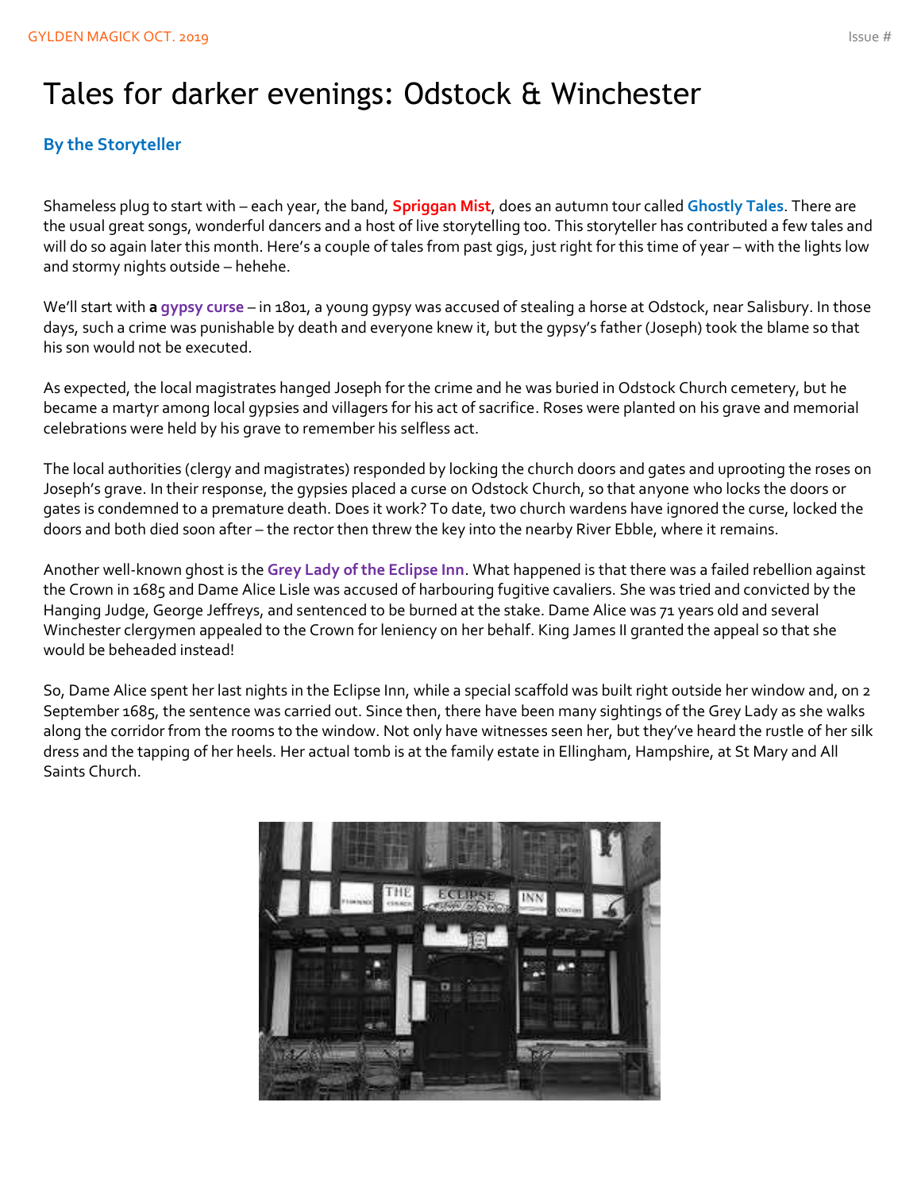# Tales for darker evenings: Odstock & Winchester

**By the Storyteller**

Shameless plug to start with – each year, the band, **Spriggan Mist**, does an autumn tour called **Ghostly Tales**. There are the usual great songs, wonderful dancers and a host of live storytelling too. This storyteller has contributed a few tales and will do so again later this month. Here's a couple of tales from past gigs, just right for this time of year – with the lights low and stormy nights outside – hehehe.

We'll start with **a gypsy curse** – in 1801, a young gypsy was accused of stealing a horse at Odstock, near Salisbury. In those days, such a crime was punishable by death and everyone knew it, but the gypsy's father (Joseph) took the blame so that his son would not be executed.

As expected, the local magistrates hanged Joseph for the crime and he was buried in Odstock Church cemetery, but he became a martyr among local gypsies and villagers for his act of sacrifice. Roses were planted on his grave and memorial celebrations were held by his grave to remember his selfless act.

The local authorities (clergy and magistrates) responded by locking the church doors and gates and uprooting the roses on Joseph's grave. In their response, the gypsies placed a curse on Odstock Church, so that anyone who locks the doors or gates is condemned to a premature death. Does it work? To date, two church wardens have ignored the curse, locked the doors and both died soon after – the rector then threw the key into the nearby River Ebble, where it remains.

Another well-known ghost is the **Grey Lady of the Eclipse Inn**. What happened is that there was a failed rebellion against the Crown in 1685 and Dame Alice Lisle was accused of harbouring fugitive cavaliers. She was tried and convicted by the Hanging Judge, George Jeffreys, and sentenced to be burned at the stake. Dame Alice was 71 years old and several Winchester clergymen appealed to the Crown for leniency on her behalf. King James II granted the appeal so that she would be beheaded instead!

So, Dame Alice spent her last nights in the Eclipse Inn, while a special scaffold was built right outside her window and, on 2 September 1685, the sentence was carried out. Since then, there have been many sightings of the Grey Lady as she walks along the corridor from the rooms to the window. Not only have witnesses seen her, but they've heard the rustle of her silk dress and the tapping of her heels. Her actual tomb is at the family estate in Ellingham, Hampshire, at St Mary and All Saints Church.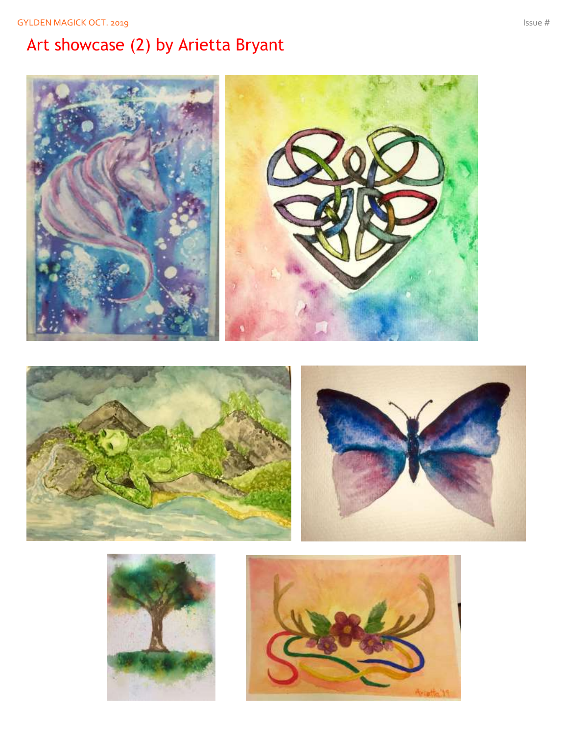# Art showcase (2) by Arietta Bryant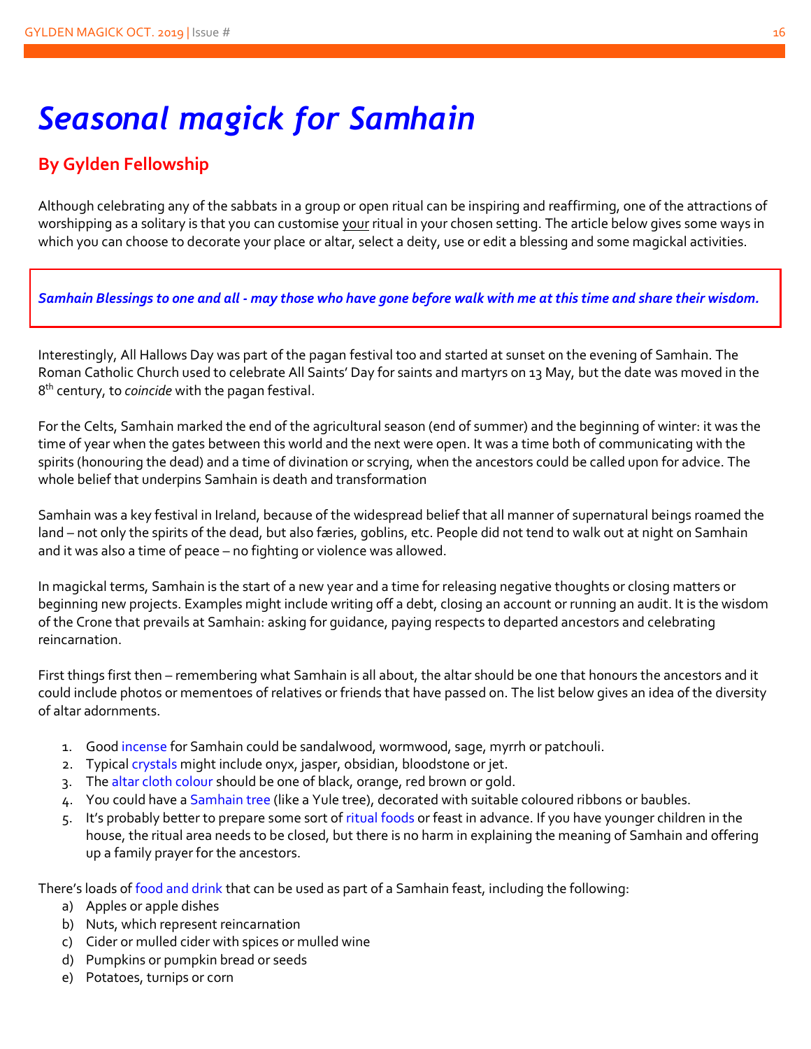# *Seasonal magick for Samhain*

## By Gylden Fellowship

Although celebrating any of the sabbats in a group or open ritual can be inspiring and reaffirming, one of the attractions of worshipping as a solitary is that you can customise your ritual in your chosen setting. The article below gives some ways in which you can choose to decorate your place or altar, select a deity, use or edit a blessing and some magickal activities.

***Samhain Blessings to one and all - may those who have gone before walk with me at this time and share their wisdom.***

Interestingly, All Hallows Day was part of the pagan festival too and started at sunset on the evening of Samhain. The Roman Catholic Church used to celebrate All Saints' Day for saints and martyrs on 13 May, but the date was moved in the 8th century, to *coincide* with the pagan festival.

For the Celts, Samhain marked the end of the agricultural season (end of summer) and the beginning of winter: it was the time of year when the gates between this world and the next were open. It was a time both of communicating with the spirits (honouring the dead) and a time of divination or scrying, when the ancestors could be called upon for advice. The whole belief that underpins Samhain is death and transformation

Samhain was a key festival in Ireland, because of the widespread belief that all manner of supernatural beings roamed the land – not only the spirits of the dead, but also færies, goblins, etc. People did not tend to walk out at night on Samhain and it was also a time of peace – no fighting or violence was allowed.

In magickal terms, Samhain is the start of a new year and a time for releasing negative thoughts or closing matters or beginning new projects. Examples might include writing off a debt, closing an account or running an audit. It is the wisdom of the Crone that prevails at Samhain: asking for guidance, paying respects to departed ancestors and celebrating reincarnation.

First things first then – remembering what Samhain is all about, the altar should be one that honours the ancestors and it could include photos or mementoes of relatives or friends that have passed on. The list below gives an idea of the diversity of altar adornments.

1. Good incense for Samhain could be sandalwood, wormwood, sage, myrrh or patchouli.
2. Typical crystals might include onyx, jasper, obsidian, bloodstone or jet.
3. The altar cloth colour should be one of black, orange, red brown or gold.
4. You could have a Samhain tree (like a Yule tree), decorated with suitable coloured ribbons or baubles.
5. It's probably better to prepare some sort of ritual foods or feast in advance. If you have younger children in the house, the ritual area needs to be closed, but there is no harm in explaining the meaning of Samhain and offering up a family prayer for the ancestors.

There's loads of food and drink that can be used as part of a Samhain feast, including the following:

a) Apples or apple dishes
b) Nuts, which represent reincarnation
c) Cider or mulled cider with spices or mulled wine
d) Pumpkins or pumpkin bread or seeds
e) Potatoes, turnips or corn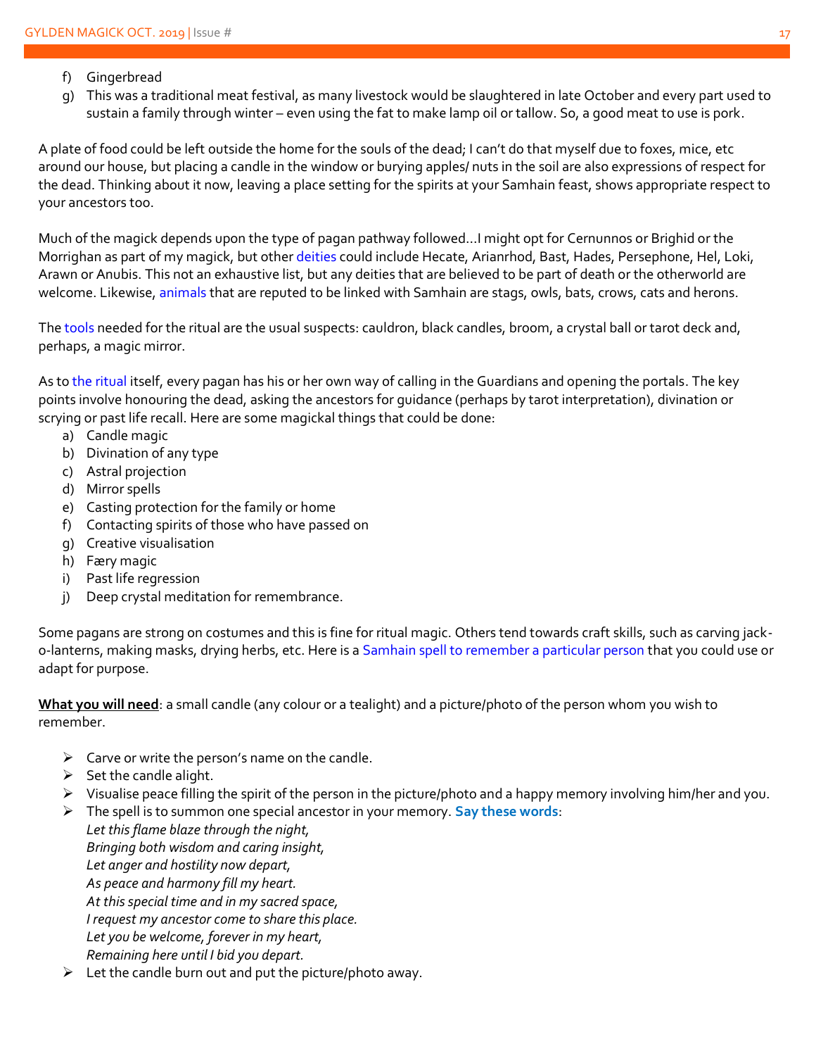f) Gingerbread
g) This was a traditional meat festival, as many livestock would be slaughtered in late October and every part used to sustain a family through winter – even using the fat to make lamp oil or tallow. So, a good meat to use is pork.

A plate of food could be left outside the home for the souls of the dead; I can't do that myself due to foxes, mice, etc around our house, but placing a candle in the window or burying apples/ nuts in the soil are also expressions of respect for the dead. Thinking about it now, leaving a place setting for the spirits at your Samhain feast, shows appropriate respect to your ancestors too.

Much of the magick depends upon the type of pagan pathway followed…I might opt for Cernunnos or Brighid or the Morrighan as part of my magick, but other deities could include Hecate, Arianrhod, Bast, Hades, Persephone, Hel, Loki, Arawn or Anubis. This not an exhaustive list, but any deities that are believed to be part of death or the otherworld are welcome. Likewise, animals that are reputed to be linked with Samhain are stags, owls, bats, crows, cats and herons.

The tools needed for the ritual are the usual suspects: cauldron, black candles, broom, a crystal ball or tarot deck and, perhaps, a magic mirror.

As to the ritual itself, every pagan has his or her own way of calling in the Guardians and opening the portals. The key points involve honouring the dead, asking the ancestors for guidance (perhaps by tarot interpretation), divination or scrying or past life recall. Here are some magickal things that could be done:

a) Candle magic
b) Divination of any type
c) Astral projection
d) Mirror spells
e) Casting protection for the family or home
f) Contacting spirits of those who have passed on
g) Creative visualisation
h) Færy magic
i) Past life regression
j) Deep crystal meditation for remembrance.

Some pagans are strong on costumes and this is fine for ritual magic. Others tend towards craft skills, such as carving jack-o-lanterns, making masks, drying herbs, etc. Here is a Samhain spell to remember a particular person that you could use or adapt for purpose.

**What you will need**: a small candle (any colour or a tealight) and a picture/photo of the person whom you wish to remember.

- Carve or write the person's name on the candle.
- Set the candle alight.
- Visualise peace filling the spirit of the person in the picture/photo and a happy memory involving him/her and you.
- The spell is to summon one special ancestor in your memory. **Say these words**:
  *Let this flame blaze through the night,*
  *Bringing both wisdom and caring insight,*
  *Let anger and hostility now depart,*
  *As peace and harmony fill my heart.*
  *At this special time and in my sacred space,*
  *I request my ancestor come to share this place.*
  *Let you be welcome, forever in my heart,*
  *Remaining here until I bid you depart.*
- Let the candle burn out and put the picture/photo away.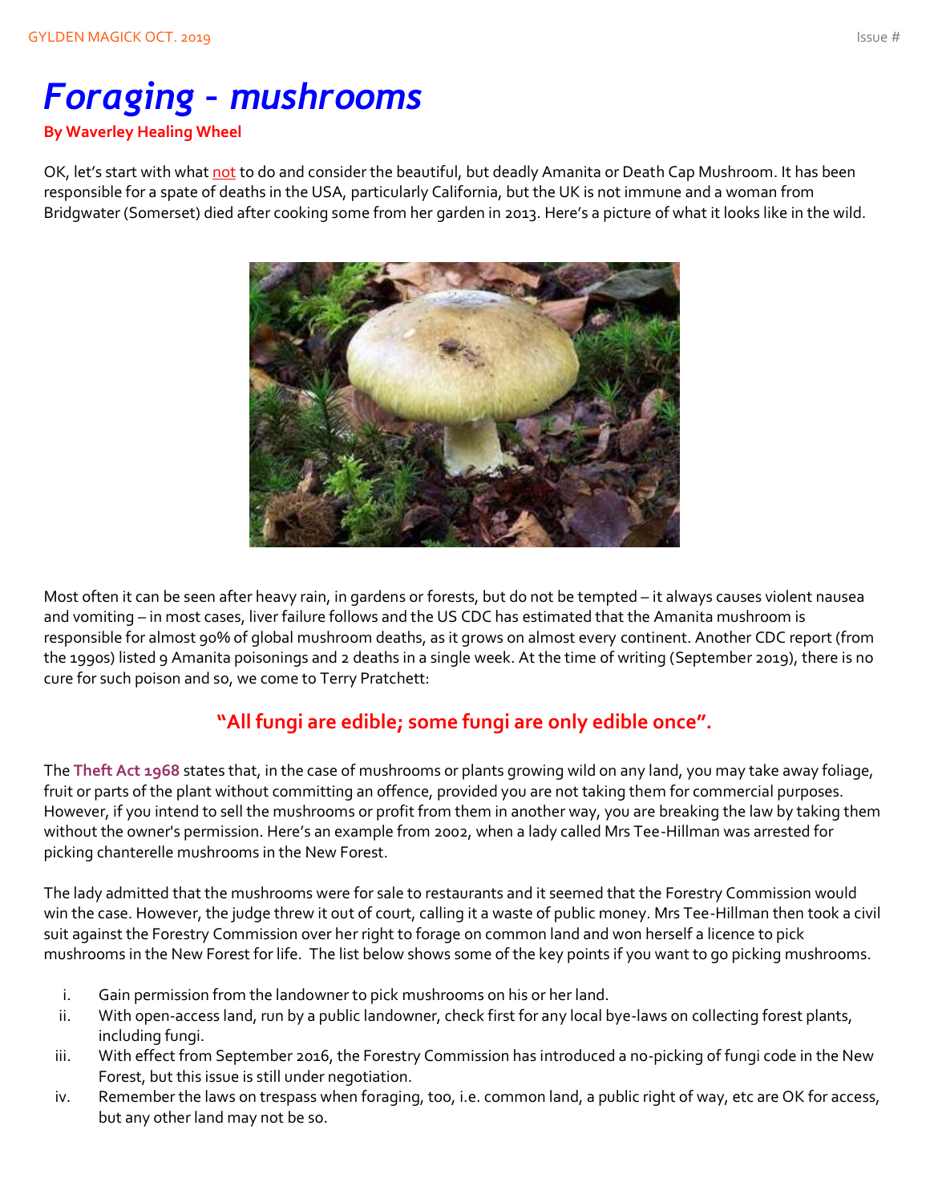# *Foraging - mushrooms*

**By Waverley Healing Wheel**

OK, let's start with what not to do and consider the beautiful, but deadly Amanita or Death Cap Mushroom. It has been responsible for a spate of deaths in the USA, particularly California, but the UK is not immune and a woman from Bridgwater (Somerset) died after cooking some from her garden in 2013. Here's a picture of what it looks like in the wild.

Most often it can be seen after heavy rain, in gardens or forests, but do not be tempted – it always causes violent nausea and vomiting – in most cases, liver failure follows and the US CDC has estimated that the Amanita mushroom is responsible for almost 90% of global mushroom deaths, as it grows on almost every continent. Another CDC report (from the 1990s) listed 9 Amanita poisonings and 2 deaths in a single week. At the time of writing (September 2019), there is no cure for such poison and so, we come to Terry Pratchett:

**"All fungi are edible; some fungi are only edible once".**

The **Theft Act 1968** states that, in the case of mushrooms or plants growing wild on any land, you may take away foliage, fruit or parts of the plant without committing an offence, provided you are not taking them for commercial purposes. However, if you intend to sell the mushrooms or profit from them in another way, you are breaking the law by taking them without the owner's permission. Here's an example from 2002, when a lady called Mrs Tee-Hillman was arrested for picking chanterelle mushrooms in the New Forest.

The lady admitted that the mushrooms were for sale to restaurants and it seemed that the Forestry Commission would win the case. However, the judge threw it out of court, calling it a waste of public money. Mrs Tee-Hillman then took a civil suit against the Forestry Commission over her right to forage on common land and won herself a licence to pick mushrooms in the New Forest for life. The list below shows some of the key points if you want to go picking mushrooms.

i. Gain permission from the landowner to pick mushrooms on his or her land.
ii. With open-access land, run by a public landowner, check first for any local bye-laws on collecting forest plants, including fungi.
iii. With effect from September 2016, the Forestry Commission has introduced a no-picking of fungi code in the New Forest, but this issue is still under negotiation.
iv. Remember the laws on trespass when foraging, too, i.e. common land, a public right of way, etc are OK for access, but any other land may not be so.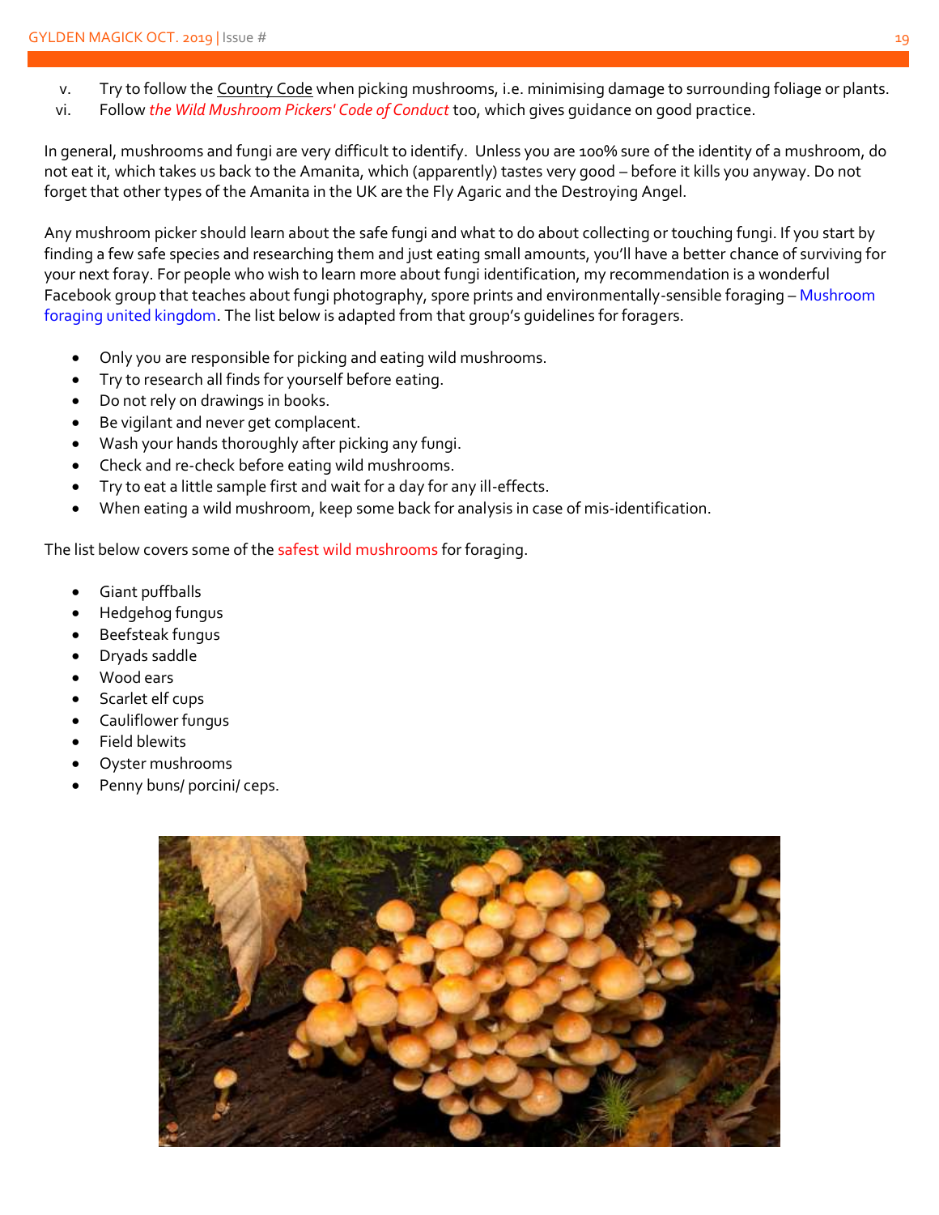v. Try to follow the Country Code when picking mushrooms, i.e. minimising damage to surrounding foliage or plants.
vi. Follow *the Wild Mushroom Pickers' Code of Conduct* too, which gives guidance on good practice.

In general, mushrooms and fungi are very difficult to identify. Unless you are 100% sure of the identity of a mushroom, do not eat it, which takes us back to the Amanita, which (apparently) tastes very good – before it kills you anyway. Do not forget that other types of the Amanita in the UK are the Fly Agaric and the Destroying Angel.

Any mushroom picker should learn about the safe fungi and what to do about collecting or touching fungi. If you start by finding a few safe species and researching them and just eating small amounts, you'll have a better chance of surviving for your next foray. For people who wish to learn more about fungi identification, my recommendation is a wonderful Facebook group that teaches about fungi photography, spore prints and environmentally-sensible foraging – Mushroom foraging united kingdom. The list below is adapted from that group's guidelines for foragers.

- Only you are responsible for picking and eating wild mushrooms.
- Try to research all finds for yourself before eating.
- Do not rely on drawings in books.
- Be vigilant and never get complacent.
- Wash your hands thoroughly after picking any fungi.
- Check and re-check before eating wild mushrooms.
- Try to eat a little sample first and wait for a day for any ill-effects.
- When eating a wild mushroom, keep some back for analysis in case of mis-identification.

The list below covers some of the safest wild mushrooms for foraging.

- Giant puffballs
- Hedgehog fungus
- Beefsteak fungus
- Dryads saddle
- Wood ears
- Scarlet elf cups
- Cauliflower fungus
- Field blewits
- Oyster mushrooms
- Penny buns/ porcini/ ceps.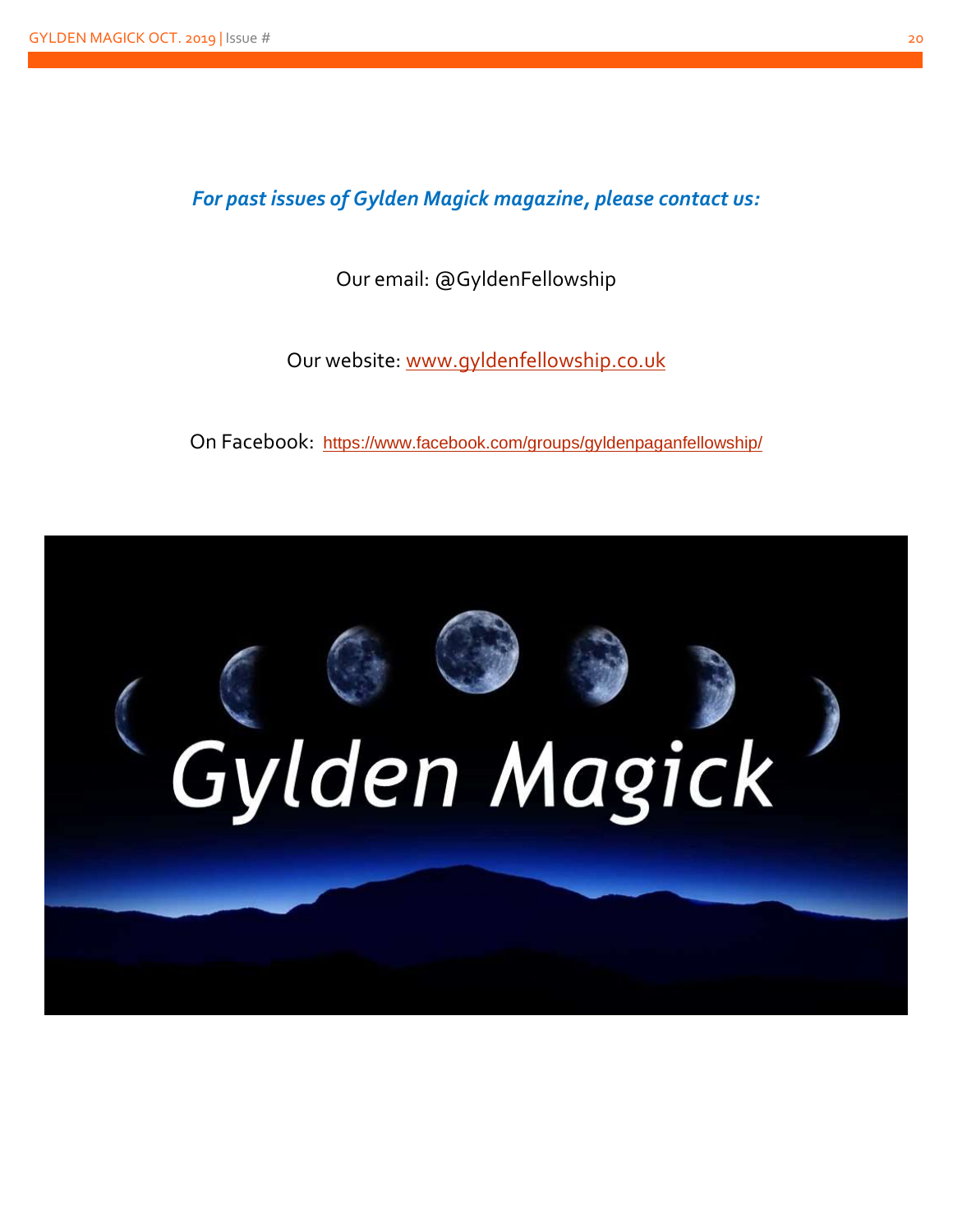***For past issues of Gylden Magick magazine, please contact us:***

Our email: @GyldenFellowship

Our website: [www.gyldenfellowship.co.uk](http://www.gyldenfellowship.co.uk)

On Facebook: [https://www.facebook.com/groups/gyldenpaganfellowship/](https://www.facebook.com/groups/gyldenpaganfellowship/)